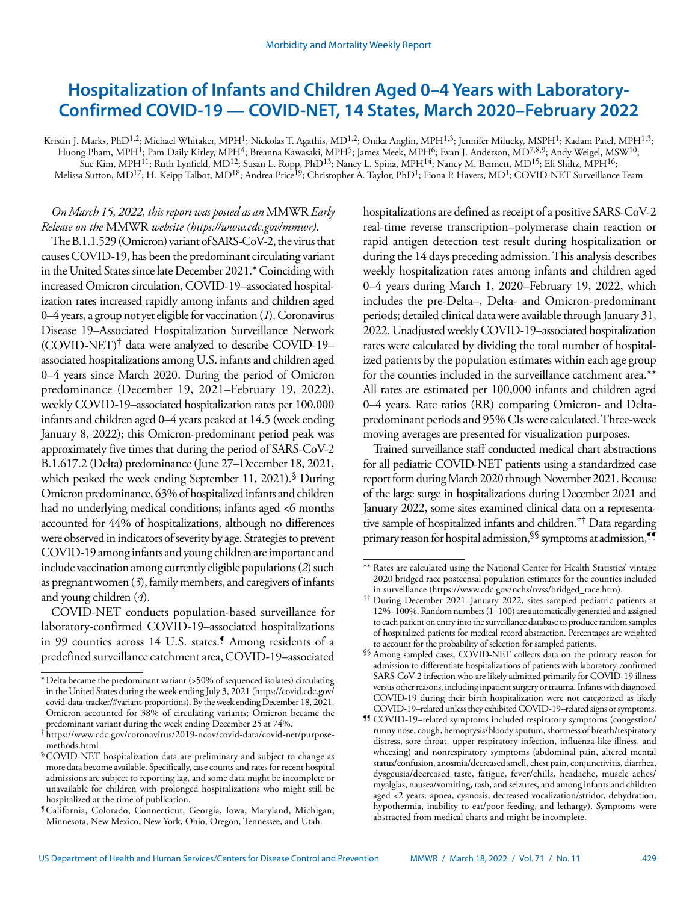# Hospitalization of Infants and Children Aged 0–4 Years with Laboratory-Confirmed COVID-19 — COVID-NET, 14 States, March 2020–February 2022

Kristin J. Marks, PhD[1,2]; Michael Whitaker, MPH[1]; Nickolas T. Agathis, MD[1,2]; Onika Anglin, MPH[1,3]; Jennifer Milucky, MSPH[1]; Kadam Patel, MPH[1,3]; Huong Pham, MPH[1]; Pam Daily Kirley, MPH[4]; Breanna Kawasaki, MPH[5]; James Meek, MPH[6]; Evan J. Anderson, MD[7,8,9]; Andy Weigel, MSW[10]; Sue Kim, MPH[11]; Ruth Lynfield, MD[12]; Susan L. Ropp, PhD[13]; Nancy L. Spina, MPH[14]; Nancy M. Bennett, MD[15]; Eli Shiltz, MPH[16]; Melissa Sutton, MD[17]; H. Keipp Talbot, MD[18]; Andrea Price[19]; Christopher A. Taylor, PhD[1]; Fiona P. Havers, MD[1]; COVID-NET Surveillance Team

*On March 15, 2022, this report was posted as an* MMWR *Early Release on the* MMWR *website (https://www.cdc.gov/mmwr).*

The B.1.1.529 (Omicron) variant of SARS-CoV-2, the virus that causes COVID-19, has been the predominant circulating variant in the United States since late December 2021.* Coinciding with increased Omicron circulation, COVID-19–associated hospitalization rates increased rapidly among infants and children aged 0–4 years, a group not yet eligible for vaccination (*1*). Coronavirus Disease 19–Associated Hospitalization Surveillance Network (COVID-NET)[†] data were analyzed to describe COVID-19–associated hospitalizations among U.S. infants and children aged 0–4 years since March 2020. During the period of Omicron predominance (December 19, 2021–February 19, 2022), weekly COVID-19–associated hospitalization rates per 100,000 infants and children aged 0–4 years peaked at 14.5 (week ending January 8, 2022); this Omicron-predominant period peak was approximately five times that during the period of SARS-CoV-2 B.1.617.2 (Delta) predominance (June 27–December 18, 2021, which peaked the week ending September 11, 2021).[§] During Omicron predominance, 63% of hospitalized infants and children had no underlying medical conditions; infants aged <6 months accounted for 44% of hospitalizations, although no differences were observed in indicators of severity by age. Strategies to prevent COVID-19 among infants and young children are important and include vaccination among currently eligible populations (*2*) such as pregnant women (*3*), family members, and caregivers of infants and young children (*4*).

COVID-NET conducts population-based surveillance for laboratory-confirmed COVID-19–associated hospitalizations in 99 counties across 14 U.S. states.[¶] Among residents of a predefined surveillance catchment area, COVID-19–associated hospitalizations are defined as receipt of a positive SARS-CoV-2 real-time reverse transcription–polymerase chain reaction or rapid antigen detection test result during hospitalization or during the 14 days preceding admission. This analysis describes weekly hospitalization rates among infants and children aged 0–4 years during March 1, 2020–February 19, 2022, which includes the pre-Delta–, Delta- and Omicron-predominant periods; detailed clinical data were available through January 31, 2022. Unadjusted weekly COVID-19–associated hospitalization rates were calculated by dividing the total number of hospitalized patients by the population estimates within each age group for the counties included in the surveillance catchment area.** All rates are estimated per 100,000 infants and children aged 0–4 years. Rate ratios (RR) comparing Omicron- and Delta-predominant periods and 95% CIs were calculated. Three-week moving averages are presented for visualization purposes.

Trained surveillance staff conducted medical chart abstractions for all pediatric COVID-NET patients using a standardized case report form during March 2020 through November 2021. Because of the large surge in hospitalizations during December 2021 and January 2022, some sites examined clinical data on a representative sample of hospitalized infants and children.[††] Data regarding primary reason for hospital admission,[§§] symptoms at admission,[¶¶]

---

\* Delta became the predominant variant (>50% of sequenced isolates) circulating in the United States during the week ending July 3, 2021 (https://covid.cdc.gov/covid-data-tracker/#variant-proportions). By the week ending December 18, 2021, Omicron accounted for 38% of circulating variants; Omicron became the predominant variant during the week ending December 25 at 74%.

[†] https://www.cdc.gov/coronavirus/2019-ncov/covid-data/covid-net/purpose-methods.html

[§] COVID-NET hospitalization data are preliminary and subject to change as more data become available. Specifically, case counts and rates for recent hospital admissions are subject to reporting lag, and some data might be incomplete or unavailable for children with prolonged hospitalizations who might still be hospitalized at the time of publication.

[¶] California, Colorado, Connecticut, Georgia, Iowa, Maryland, Michigan, Minnesota, New Mexico, New York, Ohio, Oregon, Tennessee, and Utah.

** Rates are calculated using the National Center for Health Statistics' vintage 2020 bridged race postcensal population estimates for the counties included in surveillance (https://www.cdc.gov/nchs/nvss/bridged_race.htm).

[††] During December 2021–January 2022, sites sampled pediatric patients at 12%–100%. Random numbers (1–100) are automatically generated and assigned to each patient on entry into the surveillance database to produce random samples of hospitalized patients for medical record abstraction. Percentages are weighted to account for the probability of selection for sampled patients.

[§§] Among sampled cases, COVID-NET collects data on the primary reason for admission to differentiate hospitalizations of patients with laboratory-confirmed SARS-CoV-2 infection who are likely admitted primarily for COVID-19 illness versus other reasons, including inpatient surgery or trauma. Infants with diagnosed COVID-19 during their birth hospitalization were not categorized as likely COVID-19–related unless they exhibited COVID-19–related signs or symptoms.

[¶¶] COVID-19–related symptoms included respiratory symptoms (congestion/runny nose, cough, hemoptysis/bloody sputum, shortness of breath/respiratory distress, sore throat, upper respiratory infection, influenza-like illness, and wheezing) and nonrespiratory symptoms (abdominal pain, altered mental status/confusion, anosmia/decreased smell, chest pain, conjunctivitis, diarrhea, dysgeusia/decreased taste, fatigue, fever/chills, headache, muscle aches/myalgias, nausea/vomiting, rash, and seizures, and among infants and children aged <2 years: apnea, cyanosis, decreased vocalization/stridor, dehydration, hypothermia, inability to eat/poor feeding, and lethargy). Symptoms were abstracted from medical charts and might be incomplete.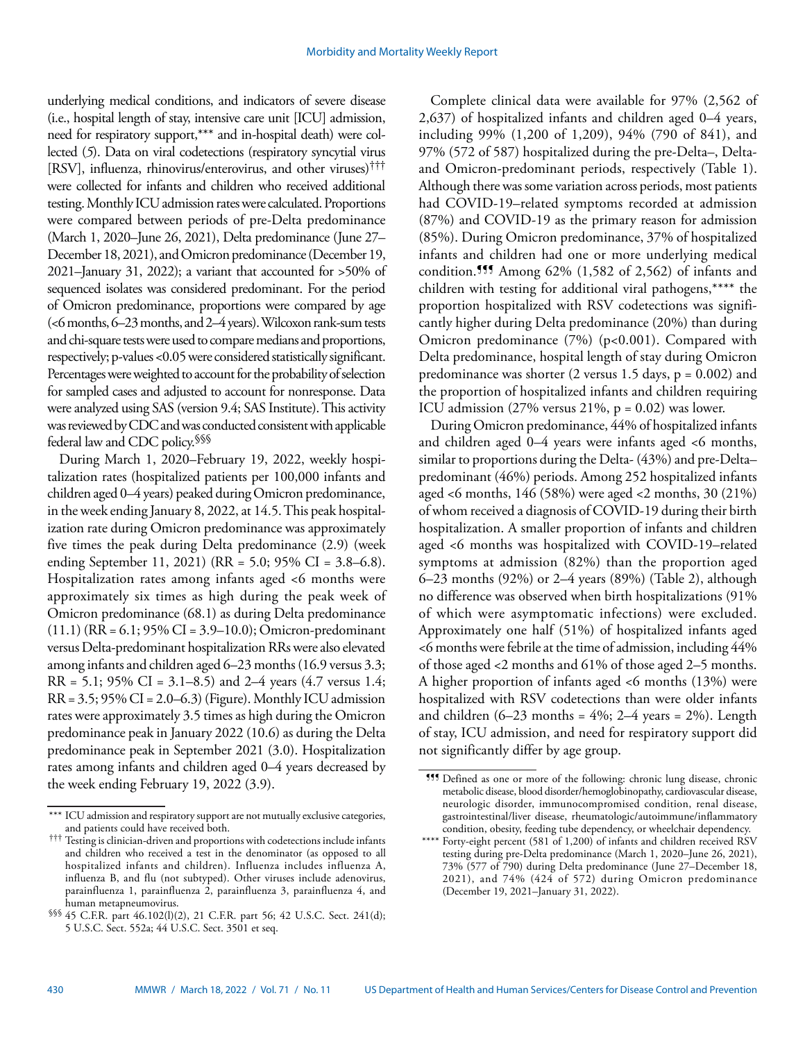underlying medical conditions, and indicators of severe disease (i.e., hospital length of stay, intensive care unit [ICU] admission, need for respiratory support,*** and in-hospital death) were collected (5). Data on viral codetections (respiratory syncytial virus [RSV], influenza, rhinovirus/enterovirus, and other viruses)††† were collected for infants and children who received additional testing. Monthly ICU admission rates were calculated. Proportions were compared between periods of pre-Delta predominance (March 1, 2020–June 26, 2021), Delta predominance (June 27–December 18, 2021), and Omicron predominance (December 19, 2021–January 31, 2022); a variant that accounted for >50% of sequenced isolates was considered predominant. For the period of Omicron predominance, proportions were compared by age (<6 months, 6–23 months, and 2–4 years). Wilcoxon rank-sum tests and chi-square tests were used to compare medians and proportions, respectively; p-values <0.05 were considered statistically significant. Percentages were weighted to account for the probability of selection for sampled cases and adjusted to account for nonresponse. Data were analyzed using SAS (version 9.4; SAS Institute). This activity was reviewed by CDC and was conducted consistent with applicable federal law and CDC policy.§§§

During March 1, 2020–February 19, 2022, weekly hospitalization rates (hospitalized patients per 100,000 infants and children aged 0–4 years) peaked during Omicron predominance, in the week ending January 8, 2022, at 14.5. This peak hospitalization rate during Omicron predominance was approximately five times the peak during Delta predominance (2.9) (week ending September 11, 2021) (RR = 5.0; 95% CI = 3.8–6.8). Hospitalization rates among infants aged <6 months were approximately six times as high during the peak week of Omicron predominance (68.1) as during Delta predominance (11.1) (RR = 6.1; 95% CI = 3.9–10.0); Omicron-predominant versus Delta-predominant hospitalization RRs were also elevated among infants and children aged 6–23 months (16.9 versus 3.3; RR = 5.1; 95% CI = 3.1–8.5) and 2–4 years (4.7 versus 1.4; RR = 3.5; 95% CI = 2.0–6.3) (Figure). Monthly ICU admission rates were approximately 3.5 times as high during the Omicron predominance peak in January 2022 (10.6) as during the Delta predominance peak in September 2021 (3.0). Hospitalization rates among infants and children aged 0–4 years decreased by the week ending February 19, 2022 (3.9).

Complete clinical data were available for 97% (2,562 of 2,637) of hospitalized infants and children aged 0–4 years, including 99% (1,200 of 1,209), 94% (790 of 841), and 97% (572 of 587) hospitalized during the pre-Delta–, Delta- and Omicron-predominant periods, respectively (Table 1). Although there was some variation across periods, most patients had COVID-19–related symptoms recorded at admission (87%) and COVID-19 as the primary reason for admission (85%). During Omicron predominance, 37% of hospitalized infants and children had one or more underlying medical condition.¶¶¶ Among 62% (1,582 of 2,562) of infants and children with testing for additional viral pathogens,**** the proportion hospitalized with RSV codetections was significantly higher during Delta predominance (20%) than during Omicron predominance (7%) (p<0.001). Compared with Delta predominance, hospital length of stay during Omicron predominance was shorter (2 versus 1.5 days, p = 0.002) and the proportion of hospitalized infants and children requiring ICU admission (27% versus 21%, p = 0.02) was lower.

During Omicron predominance, 44% of hospitalized infants and children aged 0–4 years were infants aged <6 months, similar to proportions during the Delta- (43%) and pre-Delta–predominant (46%) periods. Among 252 hospitalized infants aged <6 months, 146 (58%) were aged <2 months, 30 (21%) of whom received a diagnosis of COVID-19 during their birth hospitalization. A smaller proportion of infants and children aged <6 months was hospitalized with COVID-19–related symptoms at admission (82%) than the proportion aged 6–23 months (92%) or 2–4 years (89%) (Table 2), although no difference was observed when birth hospitalizations (91% of which were asymptomatic infections) were excluded. Approximately one half (51%) of hospitalized infants aged <6 months were febrile at the time of admission, including 44% of those aged <2 months and 61% of those aged 2–5 months. A higher proportion of infants aged <6 months (13%) were hospitalized with RSV codetections than were older infants and children (6–23 months = 4%; 2–4 years = 2%). Length of stay, ICU admission, and need for respiratory support did not significantly differ by age group.

*** ICU admission and respiratory support are not mutually exclusive categories, and patients could have received both.

††† Testing is clinician-driven and proportions with codetections include infants and children who received a test in the denominator (as opposed to all hospitalized infants and children). Influenza includes influenza A, influenza B, and flu (not subtyped). Other viruses include adenovirus, parainfluenza 1, parainfluenza 2, parainfluenza 3, parainfluenza 4, and human metapneumovirus.

§§§ 45 C.F.R. part 46.102(l)(2), 21 C.F.R. part 56; 42 U.S.C. Sect. 241(d); 5 U.S.C. Sect. 552a; 44 U.S.C. Sect. 3501 et seq.

¶¶¶ Defined as one or more of the following: chronic lung disease, chronic metabolic disease, blood disorder/hemoglobinopathy, cardiovascular disease, neurologic disorder, immunocompromised condition, renal disease, gastrointestinal/liver disease, rheumatologic/autoimmune/inflammatory condition, obesity, feeding tube dependency, or wheelchair dependency.

**** Forty-eight percent (581 of 1,200) of infants and children received RSV testing during pre-Delta predominance (March 1, 2020–June 26, 2021), 73% (577 of 790) during Delta predominance (June 27–December 18, 2021), and 74% (424 of 572) during Omicron predominance (December 19, 2021–January 31, 2022).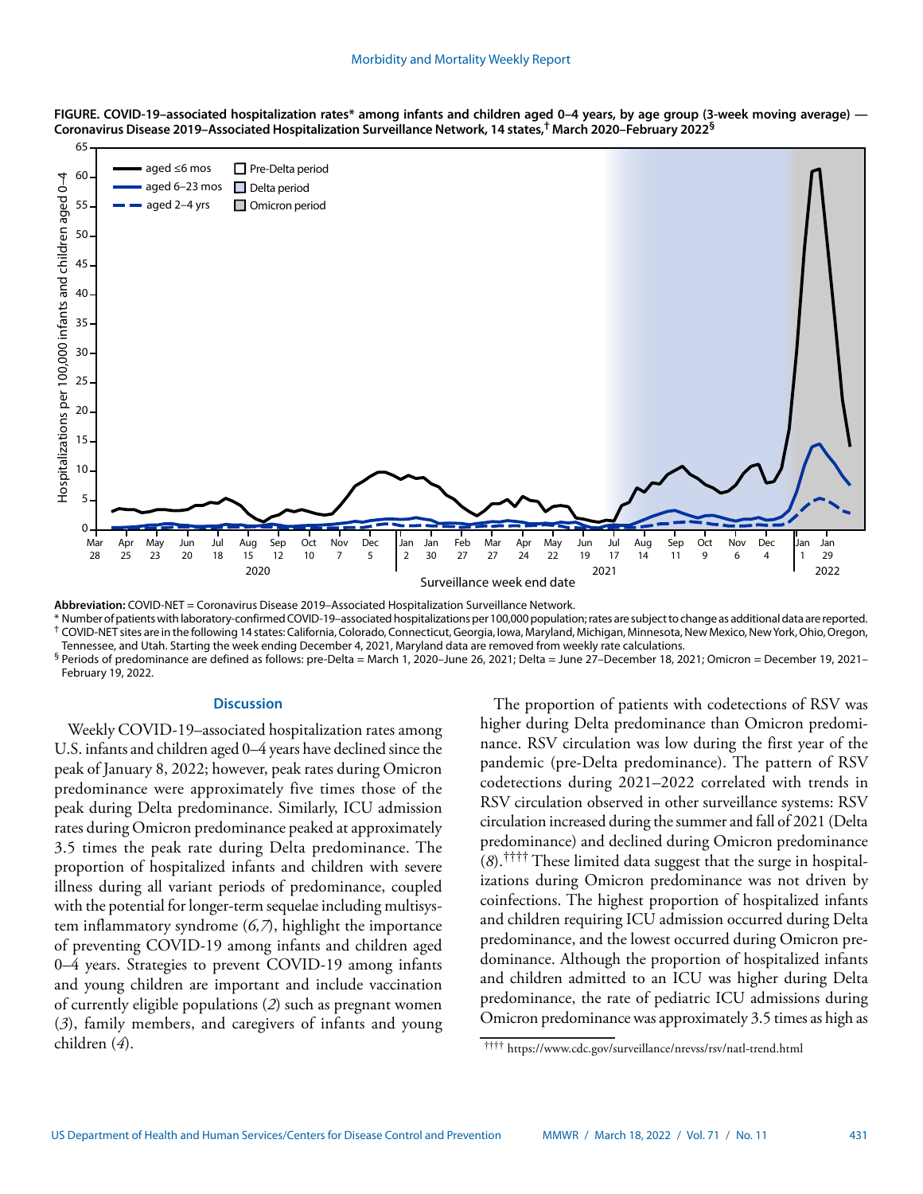**FIGURE. COVID-19–associated hospitalization rates* among infants and children aged 0–4 years, by age group (3-week moving average) — Coronavirus Disease 2019–Associated Hospitalization Surveillance Network, 14 states,[†] March 2020–February 2022[§]**

**Abbreviation:** COVID-NET = Coronavirus Disease 2019–Associated Hospitalization Surveillance Network.

\* Number of patients with laboratory-confirmed COVID-19–associated hospitalizations per 100,000 population; rates are subject to change as additional data are reported.

[†] COVID-NET sites are in the following 14 states: California, Colorado, Connecticut, Georgia, Iowa, Maryland, Michigan, Minnesota, New Mexico, New York, Ohio, Oregon, Tennessee, and Utah. Starting the week ending December 4, 2021, Maryland data are removed from weekly rate calculations.

[§] Periods of predominance are defined as follows: pre-Delta = March 1, 2020–June 26, 2021; Delta = June 27–December 18, 2021; Omicron = December 19, 2021–February 19, 2022.

## Discussion

Weekly COVID-19–associated hospitalization rates among U.S. infants and children aged 0–4 years have declined since the peak of January 8, 2022; however, peak rates during Omicron predominance were approximately five times those of the peak during Delta predominance. Similarly, ICU admission rates during Omicron predominance peaked at approximately 3.5 times the peak rate during Delta predominance. The proportion of hospitalized infants and children with severe illness during all variant periods of predominance, coupled with the potential for longer-term sequelae including multisystem inflammatory syndrome (*6,7*), highlight the importance of preventing COVID-19 among infants and children aged 0–4 years. Strategies to prevent COVID-19 among infants and young children are important and include vaccination of currently eligible populations (*2*) such as pregnant women (*3*), family members, and caregivers of infants and young children (*4*).

The proportion of patients with codetections of RSV was higher during Delta predominance than Omicron predominance. RSV circulation was low during the first year of the pandemic (pre-Delta predominance). The pattern of RSV codetections during 2021–2022 correlated with trends in RSV circulation observed in other surveillance systems: RSV circulation increased during the summer and fall of 2021 (Delta predominance) and declined during Omicron predominance (*8*).[††††] These limited data suggest that the surge in hospitalizations during Omicron predominance was not driven by coinfections. The highest proportion of hospitalized infants and children requiring ICU admission occurred during Delta predominance, and the lowest occurred during Omicron predominance. Although the proportion of hospitalized infants and children admitted to an ICU was higher during Delta predominance, the rate of pediatric ICU admissions during Omicron predominance was approximately 3.5 times as high as

[††††] https://www.cdc.gov/surveillance/nrevss/rsv/natl-trend.html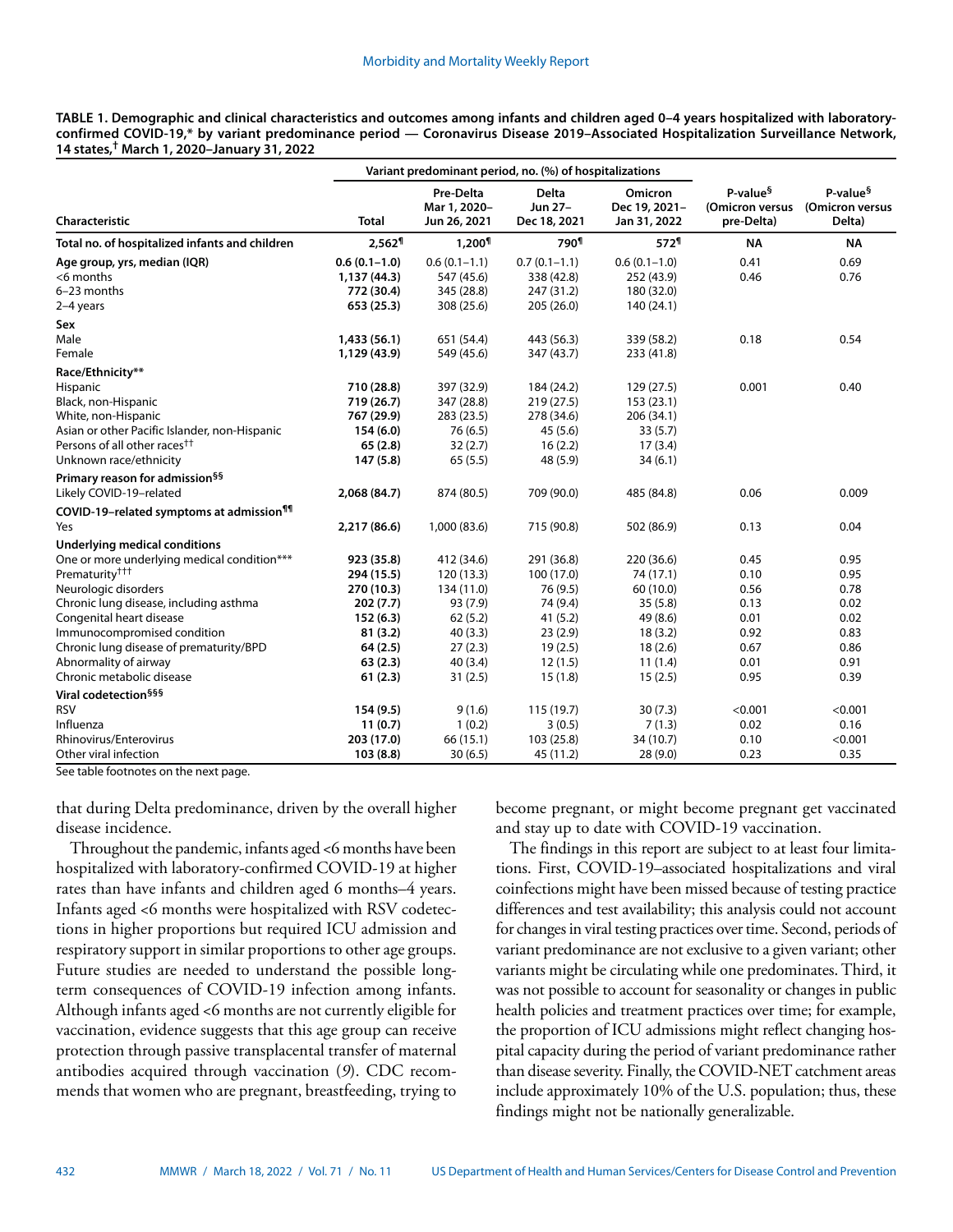**TABLE 1. Demographic and clinical characteristics and outcomes among infants and children aged 0–4 years hospitalized with laboratory-confirmed COVID-19,* by variant predominance period — Coronavirus Disease 2019–Associated Hospitalization Surveillance Network, 14 states,† March 1, 2020–January 31, 2022**

| Characteristic | Variant predominant period, no. (%) of hospitalizations | | | | P-value§ (Omicron versus pre-Delta) | P-value§ (Omicron versus Delta) |
|---|---|---|---|---|---|---|
| | Total | Pre-Delta Mar 1, 2020–Jun 26, 2021 | Delta Jun 27–Dec 18, 2021 | Omicron Dec 19, 2021–Jan 31, 2022 | | |
| **Total no. of hospitalized infants and children** | **2,562¶** | **1,200¶** | **790¶** | **572¶** | **NA** | **NA** |
| **Age group, yrs, median (IQR)** | **0.6 (0.1–1.0)** | 0.6 (0.1–1.1) | 0.7 (0.1–1.1) | 0.6 (0.1–1.0) | 0.41 | 0.69 |
| <6 months | **1,137 (44.3)** | 547 (45.6) | 338 (42.8) | 252 (43.9) | 0.46 | 0.76 |
| 6–23 months | **772 (30.4)** | 345 (28.8) | 247 (31.2) | 180 (32.0) | | |
| 2–4 years | **653 (25.3)** | 308 (25.6) | 205 (26.0) | 140 (24.1) | | |
| **Sex** | | | | | | |
| Male | **1,433 (56.1)** | 651 (54.4) | 443 (56.3) | 339 (58.2) | 0.18 | 0.54 |
| Female | **1,129 (43.9)** | 549 (45.6) | 347 (43.7) | 233 (41.8) | | |
| **Race/Ethnicity**** | | | | | | |
| Hispanic | **710 (28.8)** | 397 (32.9) | 184 (24.2) | 129 (27.5) | 0.001 | 0.40 |
| Black, non-Hispanic | **719 (26.7)** | 347 (28.8) | 219 (27.5) | 153 (23.1) | | |
| White, non-Hispanic | **767 (29.9)** | 283 (23.5) | 278 (34.6) | 206 (34.1) | | |
| Asian or other Pacific Islander, non-Hispanic | **154 (6.0)** | 76 (6.5) | 45 (5.6) | 33 (5.7) | | |
| Persons of all other races†† | **65 (2.8)** | 32 (2.7) | 16 (2.2) | 17 (3.4) | | |
| Unknown race/ethnicity | **147 (5.8)** | 65 (5.5) | 48 (5.9) | 34 (6.1) | | |
| **Primary reason for admission§§** | | | | | | |
| Likely COVID-19–related | **2,068 (84.7)** | 874 (80.5) | 709 (90.0) | 485 (84.8) | 0.06 | 0.009 |
| **COVID-19–related symptoms at admission¶¶** | | | | | | |
| Yes | **2,217 (86.6)** | 1,000 (83.6) | 715 (90.8) | 502 (86.9) | 0.13 | 0.04 |
| **Underlying medical conditions** | | | | | | |
| One or more underlying medical condition*** | **923 (35.8)** | 412 (34.6) | 291 (36.8) | 220 (36.6) | 0.45 | 0.95 |
| Prematurity††† | **294 (15.5)** | 120 (13.3) | 100 (17.0) | 74 (17.1) | 0.10 | 0.95 |
| Neurologic disorders | **270 (10.3)** | 134 (11.0) | 76 (9.5) | 60 (10.0) | 0.56 | 0.78 |
| Chronic lung disease, including asthma | **202 (7.7)** | 93 (7.9) | 74 (9.4) | 35 (5.8) | 0.13 | 0.02 |
| Congenital heart disease | **152 (6.3)** | 62 (5.2) | 41 (5.2) | 49 (8.6) | 0.01 | 0.02 |
| Immunocompromised condition | **81 (3.2)** | 40 (3.3) | 23 (2.9) | 18 (3.2) | 0.92 | 0.83 |
| Chronic lung disease of prematurity/BPD | **64 (2.5)** | 27 (2.3) | 19 (2.5) | 18 (2.6) | 0.67 | 0.86 |
| Abnormality of airway | **63 (2.3)** | 40 (3.4) | 12 (1.5) | 11 (1.4) | 0.01 | 0.91 |
| Chronic metabolic disease | **61 (2.3)** | 31 (2.5) | 15 (1.8) | 15 (2.5) | 0.95 | 0.39 |
| **Viral codetection§§§** | | | | | | |
| RSV | **154 (9.5)** | 9 (1.6) | 115 (19.7) | 30 (7.3) | <0.001 | <0.001 |
| Influenza | **11 (0.7)** | 1 (0.2) | 3 (0.5) | 7 (1.3) | 0.02 | 0.16 |
| Rhinovirus/Enterovirus | **203 (17.0)** | 66 (15.1) | 103 (25.8) | 34 (10.7) | 0.10 | <0.001 |
| Other viral infection | **103 (8.8)** | 30 (6.5) | 45 (11.2) | 28 (9.0) | 0.23 | 0.35 |

See table footnotes on the next page.

that during Delta predominance, driven by the overall higher disease incidence.

Throughout the pandemic, infants aged <6 months have been hospitalized with laboratory-confirmed COVID-19 at higher rates than have infants and children aged 6 months–4 years. Infants aged <6 months were hospitalized with RSV codetections in higher proportions but required ICU admission and respiratory support in similar proportions to other age groups. Future studies are needed to understand the possible long-term consequences of COVID-19 infection among infants. Although infants aged <6 months are not currently eligible for vaccination, evidence suggests that this age group can receive protection through passive transplacental transfer of maternal antibodies acquired through vaccination (*9*). CDC recommends that women who are pregnant, breastfeeding, trying to become pregnant, or might become pregnant get vaccinated and stay up to date with COVID-19 vaccination.

The findings in this report are subject to at least four limitations. First, COVID-19–associated hospitalizations and viral coinfections might have been missed because of testing practice differences and test availability; this analysis could not account for changes in viral testing practices over time. Second, periods of variant predominance are not exclusive to a given variant; other variants might be circulating while one predominates. Third, it was not possible to account for seasonality or changes in public health policies and treatment practices over time; for example, the proportion of ICU admissions might reflect changing hospital capacity during the period of variant predominance rather than disease severity. Finally, the COVID-NET catchment areas include approximately 10% of the U.S. population; thus, these findings might not be nationally generalizable.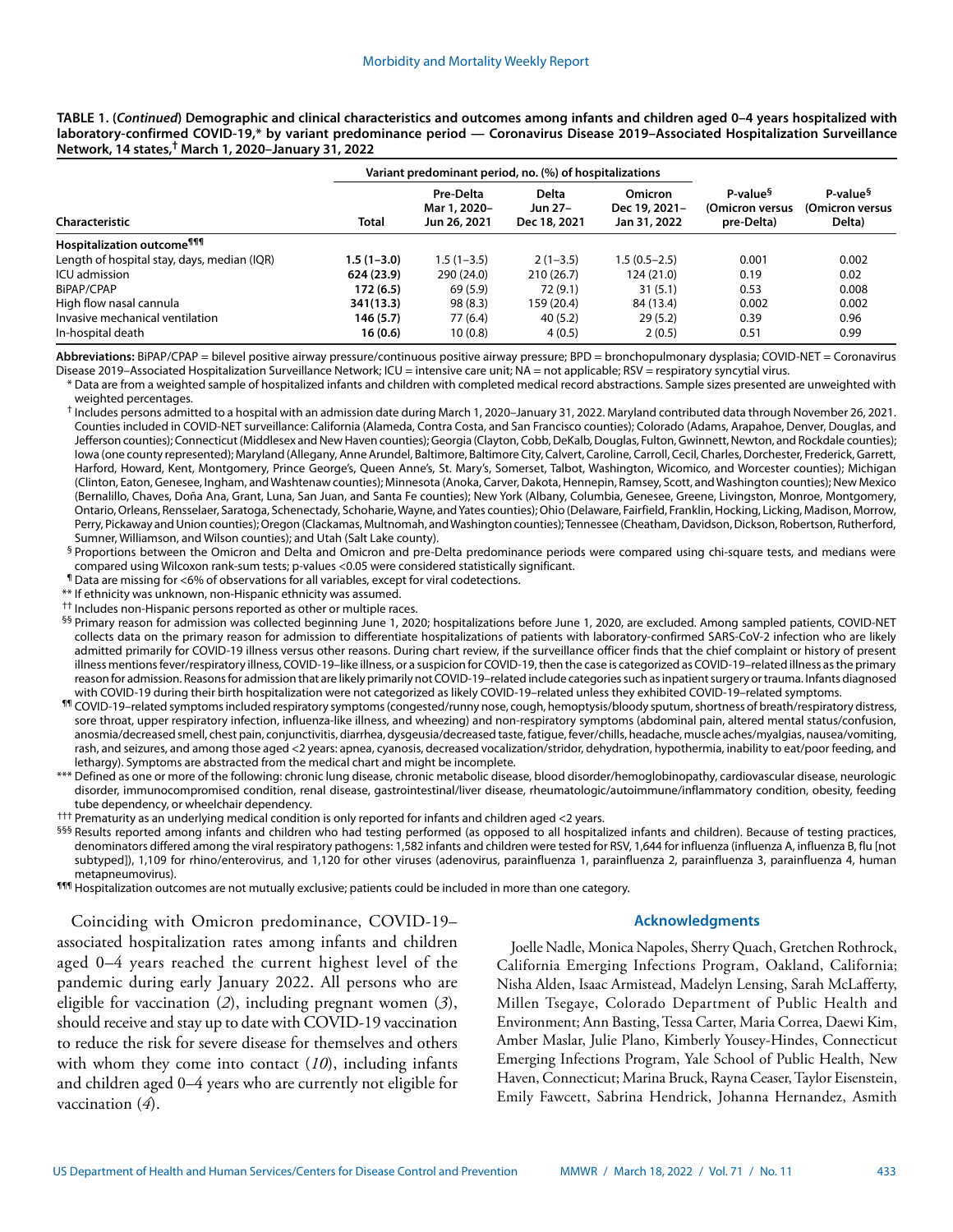**TABLE 1. (*Continued*) Demographic and clinical characteristics and outcomes among infants and children aged 0–4 years hospitalized with laboratory-confirmed COVID-19,* by variant predominance period — Coronavirus Disease 2019–Associated Hospitalization Surveillance Network, 14 states,† March 1, 2020–January 31, 2022**

| Characteristic | Total | Variant predominant period, no. (%) of hospitalizations — Pre-Delta Mar 1, 2020–Jun 26, 2021 | Delta Jun 27–Dec 18, 2021 | Omicron Dec 19, 2021–Jan 31, 2022 | P-value§ (Omicron versus pre-Delta) | P-value§ (Omicron versus Delta) |
|---|---|---|---|---|---|---|
| **Hospitalization outcome¶¶¶** | | | | | | |
| Length of hospital stay, days, median (IQR) | **1.5 (1–3.0)** | 1.5 (1–3.5) | 2 (1–3.5) | 1.5 (0.5–2.5) | 0.001 | 0.002 |
| ICU admission | **624 (23.9)** | 290 (24.0) | 210 (26.7) | 124 (21.0) | 0.19 | 0.02 |
| BiPAP/CPAP | **172 (6.5)** | 69 (5.9) | 72 (9.1) | 31 (5.1) | 0.53 | 0.008 |
| High flow nasal cannula | **341(13.3)** | 98 (8.3) | 159 (20.4) | 84 (13.4) | 0.002 | 0.002 |
| Invasive mechanical ventilation | **146 (5.7)** | 77 (6.4) | 40 (5.2) | 29 (5.2) | 0.39 | 0.96 |
| In-hospital death | **16 (0.6)** | 10 (0.8) | 4 (0.5) | 2 (0.5) | 0.51 | 0.99 |

**Abbreviations:** BiPAP/CPAP = bilevel positive airway pressure/continuous positive airway pressure; BPD = bronchopulmonary dysplasia; COVID-NET = Coronavirus Disease 2019–Associated Hospitalization Surveillance Network; ICU = intensive care unit; NA = not applicable; RSV = respiratory syncytial virus.

\* Data are from a weighted sample of hospitalized infants and children with completed medical record abstractions. Sample sizes presented are unweighted with weighted percentages.

† Includes persons admitted to a hospital with an admission date during March 1, 2020–January 31, 2022. Maryland contributed data through November 26, 2021. Counties included in COVID-NET surveillance: California (Alameda, Contra Costa, and San Francisco counties); Colorado (Adams, Arapahoe, Denver, Douglas, and Jefferson counties); Connecticut (Middlesex and New Haven counties); Georgia (Clayton, Cobb, DeKalb, Douglas, Fulton, Gwinnett, Newton, and Rockdale counties); Iowa (one county represented); Maryland (Allegany, Anne Arundel, Baltimore, Baltimore City, Calvert, Caroline, Carroll, Cecil, Charles, Dorchester, Frederick, Garrett, Harford, Howard, Kent, Montgomery, Prince George's, Queen Anne's, St. Mary's, Somerset, Talbot, Washington, Wicomico, and Worcester counties); Michigan (Clinton, Eaton, Genesee, Ingham, and Washtenaw counties); Minnesota (Anoka, Carver, Dakota, Hennepin, Ramsey, Scott, and Washington counties); New Mexico (Bernalillo, Chaves, Doña Ana, Grant, Luna, San Juan, and Santa Fe counties); New York (Albany, Columbia, Genesee, Greene, Livingston, Monroe, Montgomery, Ontario, Orleans, Rensselaer, Saratoga, Schenectady, Schoharie, Wayne, and Yates counties); Ohio (Delaware, Fairfield, Franklin, Hocking, Licking, Madison, Morrow, Perry, Pickaway and Union counties); Oregon (Clackamas, Multnomah, and Washington counties); Tennessee (Cheatham, Davidson, Dickson, Robertson, Rutherford, Sumner, Williamson, and Wilson counties); and Utah (Salt Lake county).

§ Proportions between the Omicron and Delta and Omicron and pre-Delta predominance periods were compared using chi-square tests, and medians were compared using Wilcoxon rank-sum tests; p-values <0.05 were considered statistically significant.

¶ Data are missing for <6% of observations for all variables, except for viral codetections.

\*\* If ethnicity was unknown, non-Hispanic ethnicity was assumed.

†† Includes non-Hispanic persons reported as other or multiple races.

§§ Primary reason for admission was collected beginning June 1, 2020; hospitalizations before June 1, 2020, are excluded. Among sampled patients, COVID-NET collects data on the primary reason for admission to differentiate hospitalizations of patients with laboratory-confirmed SARS-CoV-2 infection who are likely admitted primarily for COVID-19 illness versus other reasons. During chart review, if the surveillance officer finds that the chief complaint or history of present illness mentions fever/respiratory illness, COVID-19–like illness, or a suspicion for COVID-19, then the case is categorized as COVID-19–related illness as the primary reason for admission. Reasons for admission that are likely primarily not COVID-19–related include categories such as inpatient surgery or trauma. Infants diagnosed with COVID-19 during their birth hospitalization were not categorized as likely COVID-19–related unless they exhibited COVID-19–related symptoms.

¶¶ COVID-19–related symptoms included respiratory symptoms (congested/runny nose, cough, hemoptysis/bloody sputum, shortness of breath/respiratory distress, sore throat, upper respiratory infection, influenza-like illness, and wheezing) and non-respiratory symptoms (abdominal pain, altered mental status/confusion, anosmia/decreased smell, chest pain, conjunctivitis, diarrhea, dysgeusia/decreased taste, fatigue, fever/chills, headache, muscle aches/myalgias, nausea/vomiting, rash, and seizures, and among those aged <2 years: apnea, cyanosis, decreased vocalization/stridor, dehydration, hypothermia, inability to eat/poor feeding, and lethargy). Symptoms are abstracted from the medical chart and might be incomplete.

\*\*\* Defined as one or more of the following: chronic lung disease, chronic metabolic disease, blood disorder/hemoglobinopathy, cardiovascular disease, neurologic disorder, immunocompromised condition, renal disease, gastrointestinal/liver disease, rheumatologic/autoimmune/inflammatory condition, obesity, feeding tube dependency, or wheelchair dependency.

††† Prematurity as an underlying medical condition is only reported for infants and children aged <2 years.

§§§ Results reported among infants and children who had testing performed (as opposed to all hospitalized infants and children). Because of testing practices, denominators differed among the viral respiratory pathogens: 1,582 infants and children were tested for RSV, 1,644 for influenza (influenza A, influenza B, flu [not subtyped]), 1,109 for rhino/enterovirus, and 1,120 for other viruses (adenovirus, parainfluenza 1, parainfluenza 2, parainfluenza 3, parainfluenza 4, human metapneumovirus).

¶¶¶ Hospitalization outcomes are not mutually exclusive; patients could be included in more than one category.

Coinciding with Omicron predominance, COVID-19–associated hospitalization rates among infants and children aged 0–4 years reached the current highest level of the pandemic during early January 2022. All persons who are eligible for vaccination (*2*), including pregnant women (*3*), should receive and stay up to date with COVID-19 vaccination to reduce the risk for severe disease for themselves and others with whom they come into contact (*10*), including infants and children aged 0–4 years who are currently not eligible for vaccination (*4*).

## Acknowledgments

Joelle Nadle, Monica Napoles, Sherry Quach, Gretchen Rothrock, California Emerging Infections Program, Oakland, California; Nisha Alden, Isaac Armistead, Madelyn Lensing, Sarah McLafferty, Millen Tsegaye, Colorado Department of Public Health and Environment; Ann Basting, Tessa Carter, Maria Correa, Daewi Kim, Amber Maslar, Julie Plano, Kimberly Yousey-Hindes, Connecticut Emerging Infections Program, Yale School of Public Health, New Haven, Connecticut; Marina Bruck, Rayna Ceaser, Taylor Eisenstein, Emily Fawcett, Sabrina Hendrick, Johanna Hernandez, Asmith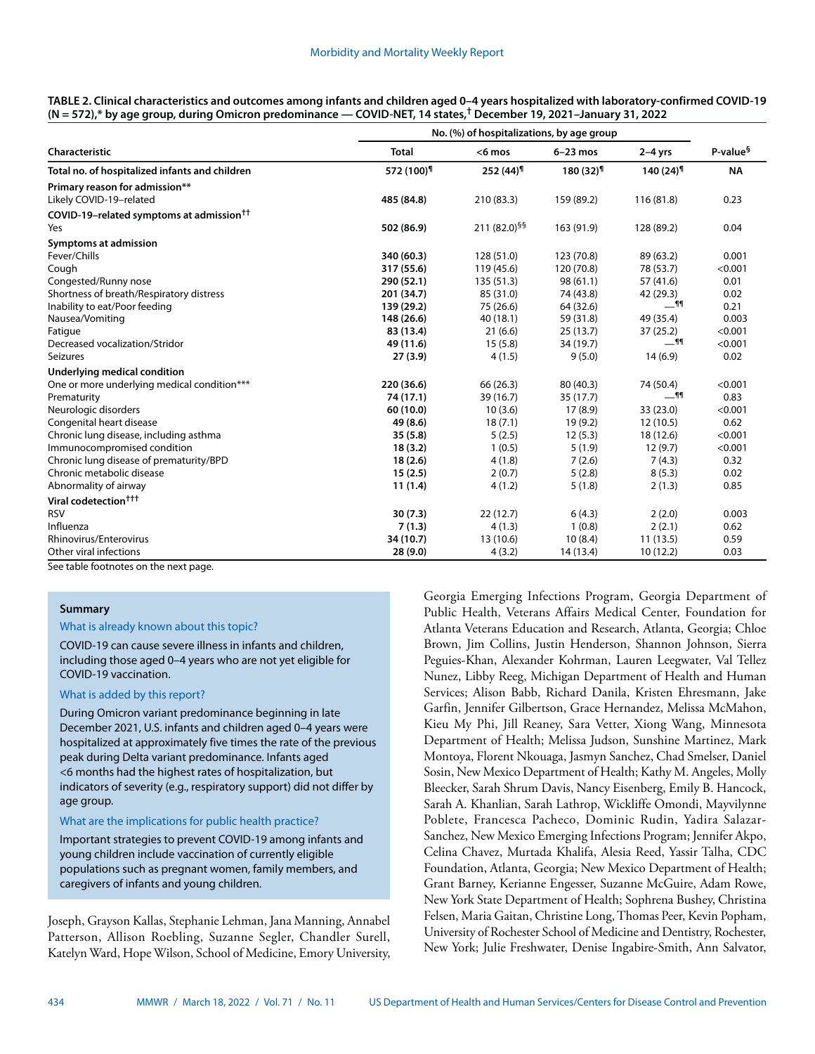**TABLE 2. Clinical characteristics and outcomes among infants and children aged 0–4 years hospitalized with laboratory-confirmed COVID-19 (N = 572),* by age group, during Omicron predominance — COVID-NET, 14 states,† December 19, 2021–January 31, 2022**

| Characteristic | No. (%) of hospitalizations, by age group | | | | P-value§ |
|---|---|---|---|---|---|
| | Total | <6 mos | 6–23 mos | 2–4 yrs | |
| **Total no. of hospitalized infants and children** | **572 (100)¶** | **252 (44)¶** | **180 (32)¶** | **140 (24)¶** | **NA** |
| **Primary reason for admission**** | | | | | |
| Likely COVID-19–related | **485 (84.8)** | 210 (83.3) | 159 (89.2) | 116 (81.8) | 0.23 |
| **COVID-19–related symptoms at admission††** | | | | | |
| Yes | **502 (86.9)** | 211 (82.0)§§ | 163 (91.9) | 128 (89.2) | 0.04 |
| **Symptoms at admission** | | | | | |
| Fever/Chills | **340 (60.3)** | 128 (51.0) | 123 (70.8) | 89 (63.2) | 0.001 |
| Cough | **317 (55.6)** | 119 (45.6) | 120 (70.8) | 78 (53.7) | <0.001 |
| Congested/Runny nose | **290 (52.1)** | 135 (51.3) | 98 (61.1) | 57 (41.6) | 0.01 |
| Shortness of breath/Respiratory distress | **201 (34.7)** | 85 (31.0) | 74 (43.8) | 42 (29.3) | 0.02 |
| Inability to eat/Poor feeding | **139 (29.2)** | 75 (26.6) | 64 (32.6) | —¶¶ | 0.21 |
| Nausea/Vomiting | **148 (26.6)** | 40 (18.1) | 59 (31.8) | 49 (35.4) | 0.003 |
| Fatigue | **83 (13.4)** | 21 (6.6) | 25 (13.7) | 37 (25.2) | <0.001 |
| Decreased vocalization/Stridor | **49 (11.6)** | 15 (5.8) | 34 (19.7) | —¶¶ | <0.001 |
| Seizures | **27 (3.9)** | 4 (1.5) | 9 (5.0) | 14 (6.9) | 0.02 |
| **Underlying medical condition** | | | | | |
| One or more underlying medical condition*** | **220 (36.6)** | 66 (26.3) | 80 (40.3) | 74 (50.4) | <0.001 |
| Prematurity | **74 (17.1)** | 39 (16.7) | 35 (17.7) | —¶¶ | 0.83 |
| Neurologic disorders | **60 (10.0)** | 10 (3.6) | 17 (8.9) | 33 (23.0) | <0.001 |
| Congenital heart disease | **49 (8.6)** | 18 (7.1) | 19 (9.2) | 12 (10.5) | 0.62 |
| Chronic lung disease, including asthma | **35 (5.8)** | 5 (2.5) | 12 (5.3) | 18 (12.6) | <0.001 |
| Immunocompromised condition | **18 (3.2)** | 1 (0.5) | 5 (1.9) | 12 (9.7) | <0.001 |
| Chronic lung disease of prematurity/BPD | **18 (2.6)** | 4 (1.8) | 7 (2.6) | 7 (4.3) | 0.32 |
| Chronic metabolic disease | **15 (2.5)** | 2 (0.7) | 5 (2.8) | 8 (5.3) | 0.02 |
| Abnormality of airway | **11 (1.4)** | 4 (1.2) | 5 (1.8) | 2 (1.3) | 0.85 |
| **Viral codetection†††** | | | | | |
| RSV | **30 (7.3)** | 22 (12.7) | 6 (4.3) | 2 (2.0) | 0.003 |
| Influenza | **7 (1.3)** | 4 (1.3) | 1 (0.8) | 2 (2.1) | 0.62 |
| Rhinovirus/Enterovirus | **34 (10.7)** | 13 (10.6) | 10 (8.4) | 11 (13.5) | 0.59 |
| Other viral infections | **28 (9.0)** | 4 (3.2) | 14 (13.4) | 10 (12.2) | 0.03 |

See table footnotes on the next page.

**Summary**

What is already known about this topic?

COVID-19 can cause severe illness in infants and children, including those aged 0–4 years who are not yet eligible for COVID-19 vaccination.

What is added by this report?

During Omicron variant predominance beginning in late December 2021, U.S. infants and children aged 0–4 years were hospitalized at approximately five times the rate of the previous peak during Delta variant predominance. Infants aged <6 months had the highest rates of hospitalization, but indicators of severity (e.g., respiratory support) did not differ by age group.

What are the implications for public health practice?

Important strategies to prevent COVID-19 among infants and young children include vaccination of currently eligible populations such as pregnant women, family members, and caregivers of infants and young children.

Joseph, Grayson Kallas, Stephanie Lehman, Jana Manning, Annabel Patterson, Allison Roebling, Suzanne Segler, Chandler Surell, Katelyn Ward, Hope Wilson, School of Medicine, Emory University, Georgia Emerging Infections Program, Georgia Department of Public Health, Veterans Affairs Medical Center, Foundation for Atlanta Veterans Education and Research, Atlanta, Georgia; Chloe Brown, Jim Collins, Justin Henderson, Shannon Johnson, Sierra Peguies-Khan, Alexander Kohrman, Lauren Leegwater, Val Tellez Nunez, Libby Reeg, Michigan Department of Health and Human Services; Alison Babb, Richard Danila, Kristen Ehresmann, Jake Garfin, Jennifer Gilbertson, Grace Hernandez, Melissa McMahon, Kieu My Phi, Jill Reaney, Sara Vetter, Xiong Wang, Minnesota Department of Health; Melissa Judson, Sunshine Martinez, Mark Montoya, Florent Nkouaga, Jasmyn Sanchez, Chad Smelser, Daniel Sosin, New Mexico Department of Health; Kathy M. Angeles, Molly Bleecker, Sarah Shrum Davis, Nancy Eisenberg, Emily B. Hancock, Sarah A. Khanlian, Sarah Lathrop, Wickliffe Omondi, Mayvilynne Poblete, Francesca Pacheco, Dominic Rudin, Yadira Salazar-Sanchez, New Mexico Emerging Infections Program; Jennifer Akpo, Celina Chavez, Murtada Khalifa, Alesia Reed, Yassir Talha, CDC Foundation, Atlanta, Georgia; New Mexico Department of Health; Grant Barney, Kerianne Engesser, Suzanne McGuire, Adam Rowe, New York State Department of Health; Sophrena Bushey, Christina Felsen, Maria Gaitan, Christine Long, Thomas Peer, Kevin Popham, University of Rochester School of Medicine and Dentistry, Rochester, New York; Julie Freshwater, Denise Ingabire-Smith, Ann Salvator,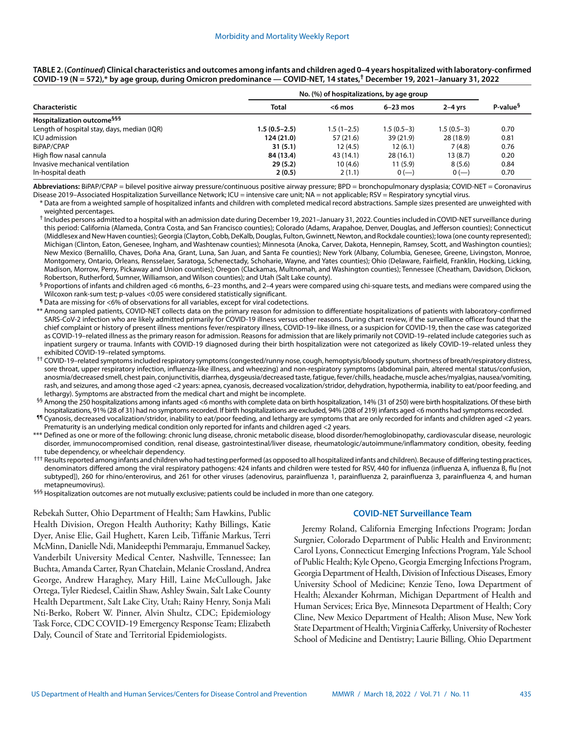**TABLE 2. (*Continued*) Clinical characteristics and outcomes among infants and children aged 0–4 years hospitalized with laboratory-confirmed COVID-19 (N = 572),* by age group, during Omicron predominance — COVID-NET, 14 states,† December 19, 2021–January 31, 2022**

| Characteristic | No. (%) of hospitalizations, by age group | | | | P-value§ |
|---|---|---|---|---|---|
| | Total | <6 mos | 6–23 mos | 2–4 yrs | |
| **Hospitalization outcome§§§** | | | | | |
| Length of hospital stay, days, median (IQR) | **1.5 (0.5–2.5)** | 1.5 (1–2.5) | 1.5 (0.5–3) | 1.5 (0.5–3) | 0.70 |
| ICU admission | **124 (21.0)** | 57 (21.6) | 39 (21.9) | 28 (18.9) | 0.81 |
| BiPAP/CPAP | **31 (5.1)** | 12 (4.5) | 12 (6.1) | 7 (4.8) | 0.76 |
| High flow nasal cannula | **84 (13.4)** | 43 (14.1) | 28 (16.1) | 13 (8.7) | 0.20 |
| Invasive mechanical ventilation | **29 (5.2)** | 10 (4.6) | 11 (5.9) | 8 (5.6) | 0.84 |
| In-hospital death | **2 (0.5)** | 2 (1.1) | 0 (—) | 0 (—) | 0.70 |

**Abbreviations:** BiPAP/CPAP = bilevel positive airway pressure/continuous positive airway pressure; BPD = bronchopulmonary dysplasia; COVID-NET = Coronavirus Disease 2019–Associated Hospitalization Surveillance Network; ICU = intensive care unit; NA = not applicable; RSV = Respiratory syncytial virus.

\* Data are from a weighted sample of hospitalized infants and children with completed medical record abstractions. Sample sizes presented are unweighted with weighted percentages.

† Includes persons admitted to a hospital with an admission date during December 19, 2021–January 31, 2022. Counties included in COVID-NET surveillance during this period: California (Alameda, Contra Costa, and San Francisco counties); Colorado (Adams, Arapahoe, Denver, Douglas, and Jefferson counties); Connecticut (Middlesex and New Haven counties); Georgia (Clayton, Cobb, DeKalb, Douglas, Fulton, Gwinnett, Newton, and Rockdale counties); Iowa (one county represented); Michigan (Clinton, Eaton, Genesee, Ingham, and Washtenaw counties); Minnesota (Anoka, Carver, Dakota, Hennepin, Ramsey, Scott, and Washington counties); New Mexico (Bernalillo, Chaves, Doña Ana, Grant, Luna, San Juan, and Santa Fe counties); New York (Albany, Columbia, Genesee, Greene, Livingston, Monroe, Montgomery, Ontario, Orleans, Rensselaer, Saratoga, Schenectady, Schoharie, Wayne, and Yates counties); Ohio (Delaware, Fairfield, Franklin, Hocking, Licking, Madison, Morrow, Perry, Pickaway and Union counties); Oregon (Clackamas, Multnomah, and Washington counties); Tennessee (Cheatham, Davidson, Dickson, Robertson, Rutherford, Sumner, Williamson, and Wilson counties); and Utah (Salt Lake county).

§ Proportions of infants and children aged <6 months, 6–23 months, and 2–4 years were compared using chi-square tests, and medians were compared using the Wilcoxon rank-sum test; p-values <0.05 were considered statistically significant.

¶ Data are missing for <6% of observations for all variables, except for viral codetections.

\*\* Among sampled patients, COVID-NET collects data on the primary reason for admission to differentiate hospitalizations of patients with laboratory-confirmed SARS-CoV-2 infection who are likely admitted primarily for COVID-19 illness versus other reasons. During chart review, if the surveillance officer found that the chief complaint or history of present illness mentions fever/respiratory illness, COVID-19–like illness, or a suspicion for COVID-19, then the case was categorized as COVID-19–related illness as the primary reason for admission. Reasons for admission that are likely primarily not COVID-19–related include categories such as inpatient surgery or trauma. Infants with COVID-19 diagnosed during their birth hospitalization were not categorized as likely COVID-19–related unless they exhibited COVID-19–related symptoms.

†† COVID-19–related symptoms included respiratory symptoms (congested/runny nose, cough, hemoptysis/bloody sputum, shortness of breath/respiratory distress, sore throat, upper respiratory infection, influenza-like illness, and wheezing) and non-respiratory symptoms (abdominal pain, altered mental status/confusion, anosmia/decreased smell, chest pain, conjunctivitis, diarrhea, dysgeusia/decreased taste, fatigue, fever/chills, headache, muscle aches/myalgias, nausea/vomiting, rash, and seizures, and among those aged <2 years: apnea, cyanosis, decreased vocalization/stridor, dehydration, hypothermia, inability to eat/poor feeding, and lethargy). Symptoms are abstracted from the medical chart and might be incomplete.

§§ Among the 250 hospitalizations among infants aged <6 months with complete data on birth hospitalization, 14% (31 of 250) were birth hospitalizations. Of these birth hospitalizations, 91% (28 of 31) had no symptoms recorded. If birth hospitalizations are excluded, 94% (208 of 219) infants aged <6 months had symptoms recorded.

¶¶ Cyanosis, decreased vocalization/stridor, inability to eat/poor feeding, and lethargy are symptoms that are only recorded for infants and children aged <2 years. Prematurity is an underlying medical condition only reported for infants and children aged <2 years.

\*\*\* Defined as one or more of the following: chronic lung disease, chronic metabolic disease, blood disorder/hemoglobinopathy, cardiovascular disease, neurologic disorder, immunocompromised condition, renal disease, gastrointestinal/liver disease, rheumatologic/autoimmune/inflammatory condition, obesity, feeding tube dependency, or wheelchair dependency.

††† Results reported among infants and children who had testing performed (as opposed to all hospitalized infants and children). Because of differing testing practices, denominators differed among the viral respiratory pathogens: 424 infants and children were tested for RSV, 440 for influenza (influenza A, influenza B, flu [not subtyped]), 260 for rhino/enterovirus, and 261 for other viruses (adenovirus, parainfluenza 1, parainfluenza 2, parainfluenza 3, parainfluenza 4, and human metapneumovirus).

§§§ Hospitalization outcomes are not mutually exclusive; patients could be included in more than one category.

Rebekah Sutter, Ohio Department of Health; Sam Hawkins, Public Health Division, Oregon Health Authority; Kathy Billings, Katie Dyer, Anise Elie, Gail Hughett, Karen Leib, Tiffanie Markus, Terri McMinn, Danielle Ndi, Manideepthi Pemmaraju, Emmanuel Sackey, Vanderbilt University Medical Center, Nashville, Tennessee; Ian Buchta, Amanda Carter, Ryan Chatelain, Melanie Crossland, Andrea George, Andrew Haraghey, Mary Hill, Laine McCullough, Jake Ortega, Tyler Riedesel, Caitlin Shaw, Ashley Swain, Salt Lake County Health Department, Salt Lake City, Utah; Rainy Henry, Sonja Mali Nti-Berko, Robert W. Pinner, Alvin Shultz, CDC; Epidemiology Task Force, CDC COVID-19 Emergency Response Team; Elizabeth Daly, Council of State and Territorial Epidemiologists.

## COVID-NET Surveillance Team

Jeremy Roland, California Emerging Infections Program; Jordan Surgnier, Colorado Department of Public Health and Environment; Carol Lyons, Connecticut Emerging Infections Program, Yale School of Public Health; Kyle Openo, Georgia Emerging Infections Program, Georgia Department of Health, Division of Infectious Diseases, Emory University School of Medicine; Kenzie Teno, Iowa Department of Health; Alexander Kohrman, Michigan Department of Health and Human Services; Erica Bye, Minnesota Department of Health; Cory Cline, New Mexico Department of Health; Alison Muse, New York State Department of Health; Virginia Cafferky, University of Rochester School of Medicine and Dentistry; Laurie Billing, Ohio Department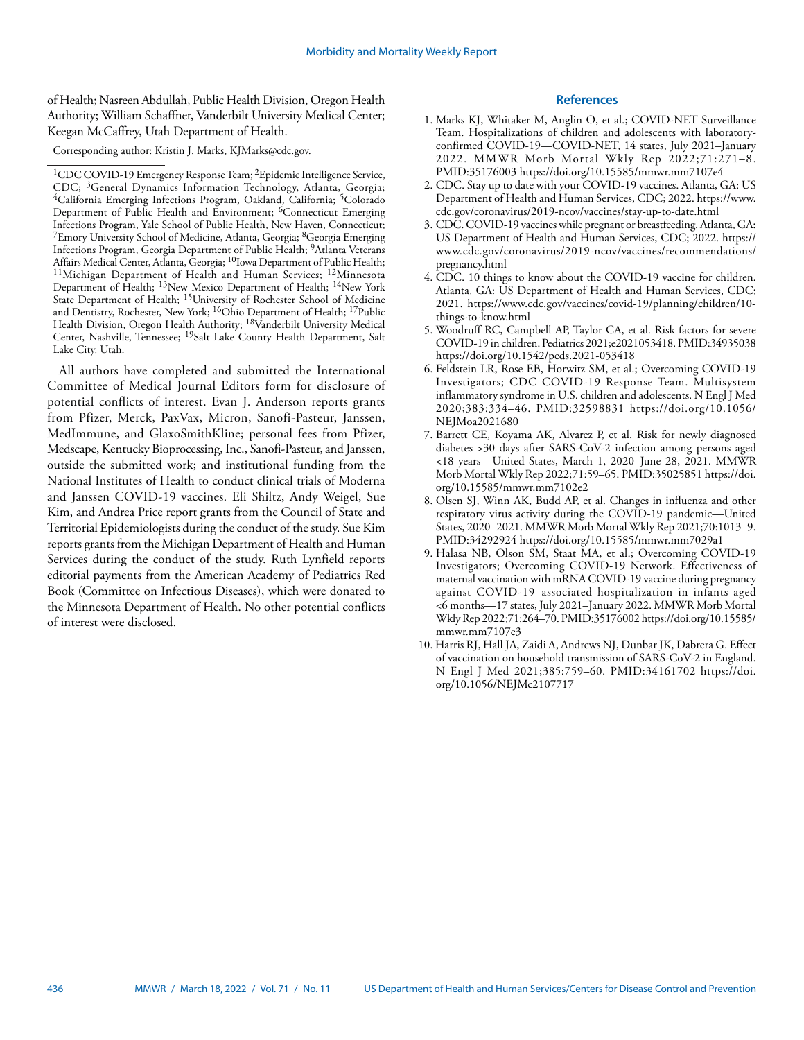of Health; Nasreen Abdullah, Public Health Division, Oregon Health Authority; William Schaffner, Vanderbilt University Medical Center; Keegan McCaffrey, Utah Department of Health.

Corresponding author: Kristin J. Marks, KJMarks@cdc.gov.

[1]CDC COVID-19 Emergency Response Team; [2]Epidemic Intelligence Service, CDC; [3]General Dynamics Information Technology, Atlanta, Georgia; [4]California Emerging Infections Program, Oakland, California; [5]Colorado Department of Public Health and Environment; [6]Connecticut Emerging Infections Program, Yale School of Public Health, New Haven, Connecticut; [7]Emory University School of Medicine, Atlanta, Georgia; [8]Georgia Emerging Infections Program, Georgia Department of Public Health; [9]Atlanta Veterans Affairs Medical Center, Atlanta, Georgia; [10]Iowa Department of Public Health; [11]Michigan Department of Health and Human Services; [12]Minnesota Department of Health; [13]New Mexico Department of Health; [14]New York State Department of Health; [15]University of Rochester School of Medicine and Dentistry, Rochester, New York; [16]Ohio Department of Health; [17]Public Health Division, Oregon Health Authority; [18]Vanderbilt University Medical Center, Nashville, Tennessee; [19]Salt Lake County Health Department, Salt Lake City, Utah.

All authors have completed and submitted the International Committee of Medical Journal Editors form for disclosure of potential conflicts of interest. Evan J. Anderson reports grants from Pfizer, Merck, PaxVax, Micron, Sanofi-Pasteur, Janssen, MedImmune, and GlaxoSmithKline; personal fees from Pfizer, Medscape, Kentucky Bioprocessing, Inc., Sanofi-Pasteur, and Janssen, outside the submitted work; and institutional funding from the National Institutes of Health to conduct clinical trials of Moderna and Janssen COVID-19 vaccines. Eli Shiltz, Andy Weigel, Sue Kim, and Andrea Price report grants from the Council of State and Territorial Epidemiologists during the conduct of the study. Sue Kim reports grants from the Michigan Department of Health and Human Services during the conduct of the study. Ruth Lynfield reports editorial payments from the American Academy of Pediatrics Red Book (Committee on Infectious Diseases), which were donated to the Minnesota Department of Health. No other potential conflicts of interest were disclosed.

## References

1. Marks KJ, Whitaker M, Anglin O, et al.; COVID-NET Surveillance Team. Hospitalizations of children and adolescents with laboratory-confirmed COVID-19—COVID-NET, 14 states, July 2021–January 2022. MMWR Morb Mortal Wkly Rep 2022;71:271–8. PMID:35176003 https://doi.org/10.15585/mmwr.mm7107e4
2. CDC. Stay up to date with your COVID-19 vaccines. Atlanta, GA: US Department of Health and Human Services, CDC; 2022. https://www.cdc.gov/coronavirus/2019-ncov/vaccines/stay-up-to-date.html
3. CDC. COVID-19 vaccines while pregnant or breastfeeding. Atlanta, GA: US Department of Health and Human Services, CDC; 2022. https://www.cdc.gov/coronavirus/2019-ncov/vaccines/recommendations/pregnancy.html
4. CDC. 10 things to know about the COVID-19 vaccine for children. Atlanta, GA: US Department of Health and Human Services, CDC; 2021. https://www.cdc.gov/vaccines/covid-19/planning/children/10-things-to-know.html
5. Woodruff RC, Campbell AP, Taylor CA, et al. Risk factors for severe COVID-19 in children. Pediatrics 2021;e2021053418. PMID:34935038 https://doi.org/10.1542/peds.2021-053418
6. Feldstein LR, Rose EB, Horwitz SM, et al.; Overcoming COVID-19 Investigators; CDC COVID-19 Response Team. Multisystem inflammatory syndrome in U.S. children and adolescents. N Engl J Med 2020;383:334–46. PMID:32598831 https://doi.org/10.1056/NEJMoa2021680
7. Barrett CE, Koyama AK, Alvarez P, et al. Risk for newly diagnosed diabetes >30 days after SARS-CoV-2 infection among persons aged <18 years—United States, March 1, 2020–June 28, 2021. MMWR Morb Mortal Wkly Rep 2022;71:59–65. PMID:35025851 https://doi.org/10.15585/mmwr.mm7102e2
8. Olsen SJ, Winn AK, Budd AP, et al. Changes in influenza and other respiratory virus activity during the COVID-19 pandemic—United States, 2020–2021. MMWR Morb Mortal Wkly Rep 2021;70:1013–9. PMID:34292924 https://doi.org/10.15585/mmwr.mm7029a1
9. Halasa NB, Olson SM, Staat MA, et al.; Overcoming COVID-19 Investigators; Overcoming COVID-19 Network. Effectiveness of maternal vaccination with mRNA COVID-19 vaccine during pregnancy against COVID-19–associated hospitalization in infants aged <6 months—17 states, July 2021–January 2022. MMWR Morb Mortal Wkly Rep 2022;71:264–70. PMID:35176002 https://doi.org/10.15585/mmwr.mm7107e3
10. Harris RJ, Hall JA, Zaidi A, Andrews NJ, Dunbar JK, Dabrera G. Effect of vaccination on household transmission of SARS-CoV-2 in England. N Engl J Med 2021;385:759–60. PMID:34161702 https://doi.org/10.1056/NEJMc2107717